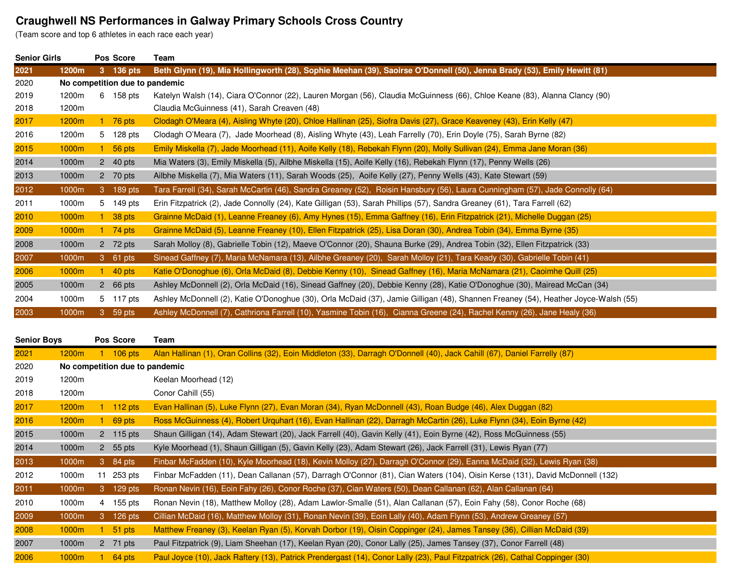# Craughwell NS Performances in Galway Primary Schools Cross Country

(Team score and top 6 athletes in each race each year)

| Senior Girls | | Pos | Score | Team |
|---|---|---|---|---|
| **2021** | **1200m** | **3** | **136 pts** | **Beth Glynn (19), Mia Hollingworth (28), Sophie Meehan (39), Saoirse O'Donnell (50), Jenna Brady (53), Emily Hewitt (81)** |
| 2020 | **No competition due to pandemic** | | | |
| 2019 | 1200m | 6 | 158 pts | Katelyn Walsh (14), Ciara O'Connor (22), Lauren Morgan (56), Claudia McGuinness (66), Chloe Keane (83), Alanna Clancy (90) |
| 2018 | 1200m | | | Claudia McGuinness (41), Sarah Creaven (48) |
| 2017 | 1200m | 1 | 76 pts | Clodagh O'Meara (4), Aisling Whyte (20), Chloe Hallinan (25), Siofra Davis (27), Grace Keaveney (43), Erin Kelly (47) |
| 2016 | 1200m | 5 | 128 pts | Clodagh O'Meara (7), Jade Moorhead (8), Aisling Whyte (43), Leah Farrelly (70), Erin Doyle (75), Sarah Byrne (82) |
| 2015 | 1000m | 1 | 56 pts | Emily Miskella (7), Jade Moorhead (11), Aoife Kelly (18), Rebekah Flynn (20), Molly Sullivan (24), Emma Jane Moran (36) |
| 2014 | 1000m | 2 | 40 pts | Mia Waters (3), Emily Miskella (5), Ailbhe Miskella (15), Aoife Kelly (16), Rebekah Flynn (17), Penny Wells (26) |
| 2013 | 1000m | 2 | 70 pts | Ailbhe Miskella (7), Mia Waters (11), Sarah Woods (25), Aoife Kelly (27), Penny Wells (43), Kate Stewart (59) |
| 2012 | 1000m | 3 | 189 pts | Tara Farrell (34), Sarah McCartin (46), Sandra Greaney (52), Roisin Hansbury (56), Laura Cunningham (57), Jade Connolly (64) |
| 2011 | 1000m | 5 | 149 pts | Erin Fitzpatrick (2), Jade Connolly (24), Kate Gilligan (53), Sarah Phillips (57), Sandra Greaney (61), Tara Farrell (62) |
| 2010 | 1000m | 1 | 38 pts | Grainne McDaid (1), Leanne Freaney (6), Amy Hynes (15), Emma Gaffney (16), Erin Fitzpatrick (21), Michelle Duggan (25) |
| 2009 | 1000m | 1 | 74 pts | Grainne McDaid (5), Leanne Freaney (10), Ellen Fitzpatrick (25), Lisa Doran (30), Andrea Tobin (34), Emma Byrne (35) |
| 2008 | 1000m | 2 | 72 pts | Sarah Molloy (8), Gabrielle Tobin (12), Maeve O'Connor (20), Shauna Burke (29), Andrea Tobin (32), Ellen Fitzpatrick (33) |
| 2007 | 1000m | 3 | 61 pts | Sinead Gaffney (7), Maria McNamara (13), Ailbhe Greaney (20), Sarah Molloy (21), Tara Keady (30), Gabrielle Tobin (41) |
| 2006 | 1000m | 1 | 40 pts | Katie O'Donoghue (6), Orla McDaid (8), Debbie Kenny (10), Sinead Gaffney (16), Maria McNamara (21), Caoimhe Quill (25) |
| 2005 | 1000m | 2 | 66 pts | Ashley McDonnell (2), Orla McDaid (16), Sinead Gaffney (20), Debbie Kenny (28), Katie O'Donoghue (30), Mairead McCan (34) |
| 2004 | 1000m | 5 | 117 pts | Ashley McDonnell (2), Katie O'Donoghue (30), Orla McDaid (37), Jamie Gilligan (48), Shannen Freaney (54), Heather Joyce-Walsh (55) |
| 2003 | 1000m | 3 | 59 pts | Ashley McDonnell (7), Cathriona Farrell (10), Yasmine Tobin (16), Cianna Greene (24), Rachel Kenny (26), Jane Healy (36) |

| Senior Boys | | Pos | Score | Team |
|---|---|---|---|---|
| 2021 | 1200m | 1 | 106 pts | Alan Hallinan (1), Oran Collins (32), Eoin Middleton (33), Darragh O'Donnell (40), Jack Cahill (67), Daniel Farrelly (87) |
| 2020 | **No competition due to pandemic** | | | |
| 2019 | 1200m | | | Keelan Moorhead (12) |
| 2018 | 1200m | | | Conor Cahill (55) |
| 2017 | 1200m | 1 | 112 pts | Evan Hallinan (5), Luke Flynn (27), Evan Moran (34), Ryan McDonnell (43), Roan Budge (46), Alex Duggan (82) |
| 2016 | 1200m | 1 | 69 pts | Ross McGuinness (4), Robert Urquhart (16), Evan Hallinan (22), Darragh McCartin (26), Luke Flynn (34), Eoin Byrne (42) |
| 2015 | 1000m | 2 | 115 pts | Shaun Gilligan (14), Adam Stewart (20), Jack Farrell (40), Gavin Kelly (41), Eoin Byrne (42), Ross McGuinness (55) |
| 2014 | 1000m | 2 | 55 pts | Kyle Moorhead (1), Shaun Gilligan (5), Gavin Kelly (23), Adam Stewart (26), Jack Farrell (31), Lewis Ryan (77) |
| 2013 | 1000m | 3 | 84 pts | Finbar McFadden (10), Kyle Moorhead (18), Kevin Molloy (27), Darragh O'Connor (29), Eanna McDaid (32), Lewis Ryan (38) |
| 2012 | 1000m | 11 | 253 pts | Finbar McFadden (11), Dean Callanan (57), Darragh O'Connor (81), Cian Waters (104), Oisin Kerse (131), David McDonnell (132) |
| 2011 | 1000m | 3 | 129 pts | Ronan Nevin (16), Eoin Fahy (26), Conor Roche (37), Cian Waters (50), Dean Callanan (62), Alan Callanan (64) |
| 2010 | 1000m | 4 | 155 pts | Ronan Nevin (18), Matthew Molloy (28), Adam Lawlor-Smalle (51), Alan Callanan (57), Eoin Fahy (58), Conor Roche (68) |
| 2009 | 1000m | 3 | 126 pts | Cillian McDaid (16), Matthew Molloy (31), Ronan Nevin (39), Eoin Lally (40), Adam Flynn (53), Andrew Greaney (57) |
| 2008 | 1000m | 1 | 51 pts | Matthew Freaney (3), Keelan Ryan (5), Korvah Dorbor (19), Oisin Coppinger (24), James Tansey (36), Cillian McDaid (39) |
| 2007 | 1000m | 2 | 71 pts | Paul Fitzpatrick (9), Liam Sheehan (17), Keelan Ryan (20), Conor Lally (25), James Tansey (37), Conor Farrell (48) |
| 2006 | 1000m | 1 | 64 pts | Paul Joyce (10), Jack Raftery (13), Patrick Prendergast (14), Conor Lally (23), Paul Fitzpatrick (26), Cathal Coppinger (30) |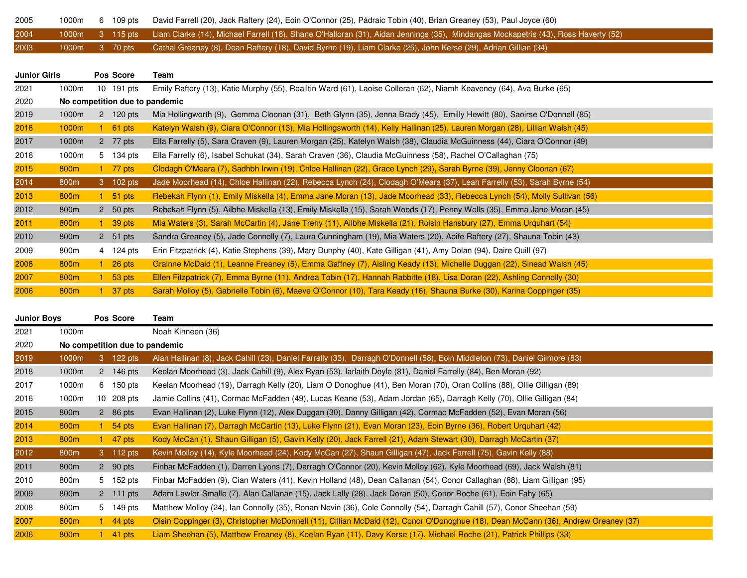| | | | | |
|---|---|---|---|---|
| 2005 | 1000m | 6 | 109 pts | David Farrell (20), Jack Raftery (24), Eoin O'Connor (25), Pádraic Tobin (40), Brian Greaney (53), Paul Joyce (60) |
| 2004 | 1000m | 3 | 115 pts | Liam Clarke (14), Michael Farrell (18), Shane O'Halloran (31), Aidan Jennings (35), Mindangas Mockapetris (43), Ross Haverty (52) |
| 2003 | 1000m | 3 | 70 pts | Cathal Greaney (8), Dean Raftery (18), David Byrne (19), Liam Clarke (25), John Kerse (29), Adrian Gillian (34) |

| Junior Girls | | Pos | Score | Team |
|---|---|---|---|---|
| 2021 | 1000m | 10 | 191 pts | Emily Raftery (13), Katie Murphy (55), Reailtin Ward (61), Laoise Colleran (62), Niamh Keaveney (64), Ava Burke (65) |
| 2020 | **No competition due to pandemic** | | | |
| 2019 | 1000m | 2 | 120 pts | Mia Hollingworth (9), Gemma Cloonan (31), Beth Glynn (35), Jenna Brady (45), Emilly Hewitt (80), Saoirse O'Donnell (85) |
| 2018 | 1000m | 1 | 61 pts | Katelyn Walsh (9), Ciara O'Connor (13), Mia Hollingsworth (14), Kelly Hallinan (25), Lauren Morgan (28), Lillian Walsh (45) |
| 2017 | 1000m | 2 | 77 pts | Ella Farrelly (5), Sara Craven (9), Lauren Morgan (25), Katelyn Walsh (38), Claudia McGuinness (44), Ciara O'Connor (49) |
| 2016 | 1000m | 5 | 134 pts | Ella Farrelly (6), Isabel Schukat (34), Sarah Craven (36), Claudia McGuinness (58), Rachel O'Callaghan (75) |
| 2015 | 800m | 1 | 77 pts | Clodagh O'Meara (7), Sadhbh Irwin (19), Chloe Hallinan (22), Grace Lynch (29), Sarah Byrne (39), Jenny Cloonan (67) |
| 2014 | 800m | 3 | 102 pts | Jade Moorhead (14), Chloe Hallinan (22), Rebecca Lynch (24), Clodagh O'Meara (37), Leah Farrelly (53), Sarah Byrne (54) |
| 2013 | 800m | 1 | 51 pts | Rebekah Flynn (1), Emily Miskella (4), Emma Jane Moran (13), Jade Moorhead (33), Rebecca Lynch (54), Molly Sullivan (56) |
| 2012 | 800m | 2 | 50 pts | Rebekah Flynn (5), Ailbhe Miskella (13), Emily Miskella (15), Sarah Woods (17), Penny Wells (35), Emma Jane Moran (45) |
| 2011 | 800m | 1 | 39 pts | Mia Waters (3), Sarah McCartin (4), Jane Trehy (11), Ailbhe Miskella (21), Roisin Hansbury (27), Emma Urquhart (54) |
| 2010 | 800m | 2 | 51 pts | Sandra Greaney (5), Jade Connolly (7), Laura Cunningham (19), Mia Waters (20), Aoife Raftery (27), Shauna Tobin (43) |
| 2009 | 800m | 4 | 124 pts | Erin Fitzpatrick (4), Katie Stephens (39), Mary Dunphy (40), Kate Gilligan (41), Amy Dolan (94), Daire Quill (97) |
| 2008 | 800m | 1 | 26 pts | Grainne McDaid (1), Leanne Freaney (5), Emma Gaffney (7), Aisling Keady (13), Michelle Duggan (22), Sinead Walsh (45) |
| 2007 | 800m | 1 | 53 pts | Ellen Fitzpatrick (7), Emma Byrne (11), Andrea Tobin (17), Hannah Rabbitte (18), Lisa Doran (22), Ashling Connolly (30) |
| 2006 | 800m | 1 | 37 pts | Sarah Molloy (5), Gabrielle Tobin (6), Maeve O'Connor (10), Tara Keady (16), Shauna Burke (30), Karina Coppinger (35) |

| Junior Boys | | Pos | Score | Team |
|---|---|---|---|---|
| 2021 | 1000m | | | Noah Kinneen (36) |
| 2020 | **No competition due to pandemic** | | | |
| 2019 | 1000m | 3 | 122 pts | Alan Hallinan (8), Jack Cahill (23), Daniel Farrelly (33), Darragh O'Donnell (58), Eoin Middleton (73), Daniel Gilmore (83) |
| 2018 | 1000m | 2 | 146 pts | Keelan Moorhead (3), Jack Cahill (9), Alex Ryan (53), Iarlaith Doyle (81), Daniel Farrelly (84), Ben Moran (92) |
| 2017 | 1000m | 6 | 150 pts | Keelan Moorhead (19), Darragh Kelly (20), Liam O Donoghue (41), Ben Moran (70), Oran Collins (88), Ollie Gilligan (89) |
| 2016 | 1000m | 10 | 208 pts | Jamie Collins (41), Cormac McFadden (49), Lucas Keane (53), Adam Jordan (65), Darragh Kelly (70), Ollie Gilligan (84) |
| 2015 | 800m | 2 | 86 pts | Evan Hallinan (2), Luke Flynn (12), Alex Duggan (30), Danny Gilligan (42), Cormac McFadden (52), Evan Moran (56) |
| 2014 | 800m | 1 | 54 pts | Evan Hallinan (7), Darragh McCartin (13), Luke Flynn (21), Evan Moran (23), Eoin Byrne (36), Robert Urquhart (42) |
| 2013 | 800m | 1 | 47 pts | Kody McCan (1), Shaun Gilligan (5), Gavin Kelly (20), Jack Farrell (21), Adam Stewart (30), Darragh McCartin (37) |
| 2012 | 800m | 3 | 112 pts | Kevin Molloy (14), Kyle Moorhead (24), Kody McCan (27), Shaun Gilligan (47), Jack Farrell (75), Gavin Kelly (88) |
| 2011 | 800m | 2 | 90 pts | Finbar McFadden (1), Darren Lyons (7), Darragh O'Connor (20), Kevin Molloy (62), Kyle Moorhead (69), Jack Walsh (81) |
| 2010 | 800m | 5 | 152 pts | Finbar McFadden (9), Cian Waters (41), Kevin Holland (48), Dean Callanan (54), Conor Callaghan (88), Liam Gilligan (95) |
| 2009 | 800m | 2 | 111 pts | Adam Lawlor-Smalle (7), Alan Callanan (15), Jack Lally (28), Jack Doran (50), Conor Roche (61), Eoin Fahy (65) |
| 2008 | 800m | 5 | 149 pts | Matthew Molloy (24), Ian Connolly (35), Ronan Nevin (36), Cole Connolly (54), Darragh Cahill (57), Conor Sheehan (59) |
| 2007 | 800m | 1 | 44 pts | Oisin Coppinger (3), Christopher McDonnell (11), Cillian McDaid (12), Conor O'Donoghue (18), Dean McCann (36), Andrew Greaney (37) |
| 2006 | 800m | 1 | 41 pts | Liam Sheehan (5), Matthew Freaney (8), Keelan Ryan (11), Davy Kerse (17), Michael Roche (21), Patrick Phillips (33) |